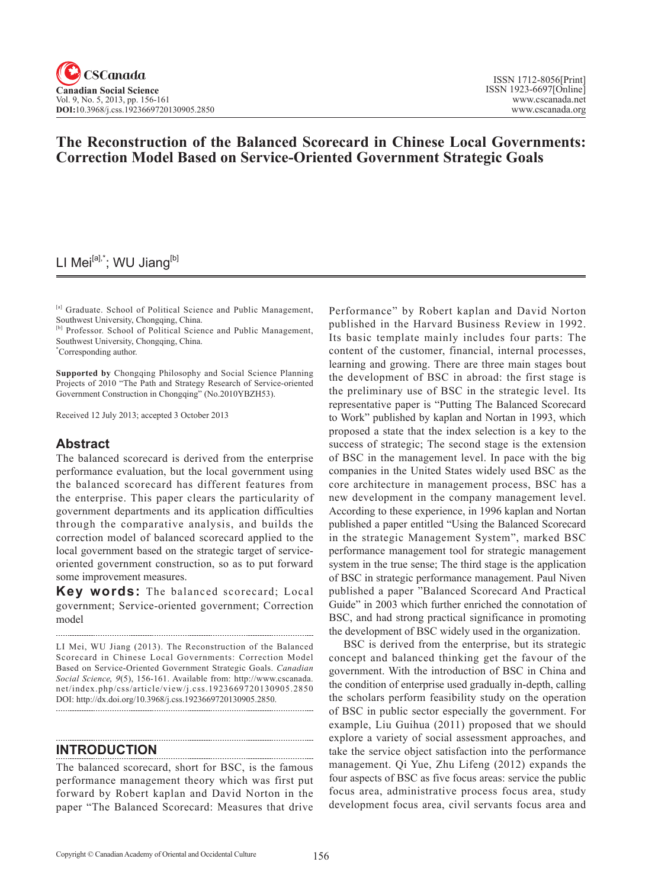# The Reconstruction of the Balanced Scorecard in Chinese Local Governments: Correction Model Based on Service-Oriented Government Strategic Goals

LI Mei[a],*; WU Jiang[b]

[a] Graduate. School of Political Science and Public Management, Southwest University, Chongqing, China.
[b] Professor. School of Political Science and Public Management, Southwest University, Chongqing, China.
*Corresponding author.

**Supported by** Chongqing Philosophy and Social Science Planning Projects of 2010 "The Path and Strategy Research of Service-oriented Government Construction in Chongqing" (No.2010YBZH53).

Received 12 July 2013; accepted 3 October 2013

## Abstract

The balanced scorecard is derived from the enterprise performance evaluation, but the local government using the balanced scorecard has different features from the enterprise. This paper clears the particularity of government departments and its application difficulties through the comparative analysis, and builds the correction model of balanced scorecard applied to the local government based on the strategic target of service-oriented government construction, so as to put forward some improvement measures.

**Key words:** The balanced scorecard; Local government; Service-oriented government; Correction model

LI Mei, WU Jiang (2013). The Reconstruction of the Balanced Scorecard in Chinese Local Governments: Correction Model Based on Service-Oriented Government Strategic Goals. *Canadian Social Science*, *9*(5), 156-161. Available from: http://www.cscanada.net/index.php/css/article/view/j.css.1923669720130905.2850 DOI: http://dx.doi.org/10.3968/j.css.1923669720130905.2850.

## INTRODUCTION

The balanced scorecard, short for BSC, is the famous performance management theory which was first put forward by Robert kaplan and David Norton in the paper "The Balanced Scorecard: Measures that drive Performance" by Robert kaplan and David Norton published in the Harvard Business Review in 1992. Its basic template mainly includes four parts: The content of the customer, financial, internal processes, learning and growing. There are three main stages bout the development of BSC in abroad: the first stage is the preliminary use of BSC in the strategic level. Its representative paper is "Putting The Balanced Scorecard to Work" published by kaplan and Nortan in 1993, which proposed a state that the index selection is a key to the success of strategic; The second stage is the extension of BSC in the management level. In pace with the big companies in the United States widely used BSC as the core architecture in management process, BSC has a new development in the company management level. According to these experience, in 1996 kaplan and Nortan published a paper entitled "Using the Balanced Scorecard in the strategic Management System", marked BSC performance management tool for strategic management system in the true sense; The third stage is the application of BSC in strategic performance management. Paul Niven published a paper "Balanced Scorecard And Practical Guide" in 2003 which further enriched the connotation of BSC, and had strong practical significance in promoting the development of BSC widely used in the organization.

BSC is derived from the enterprise, but its strategic concept and balanced thinking get the favour of the government. With the introduction of BSC in China and the condition of enterprise used gradually in-depth, calling the scholars perform feasibility study on the operation of BSC in public sector especially the government. For example, Liu Guihua (2011) proposed that we should explore a variety of social assessment approaches, and take the service object satisfaction into the performance management. Qi Yue, Zhu Lifeng (2012) expands the four aspects of BSC as five focus areas: service the public focus area, administrative process focus area, study development focus area, civil servants focus area and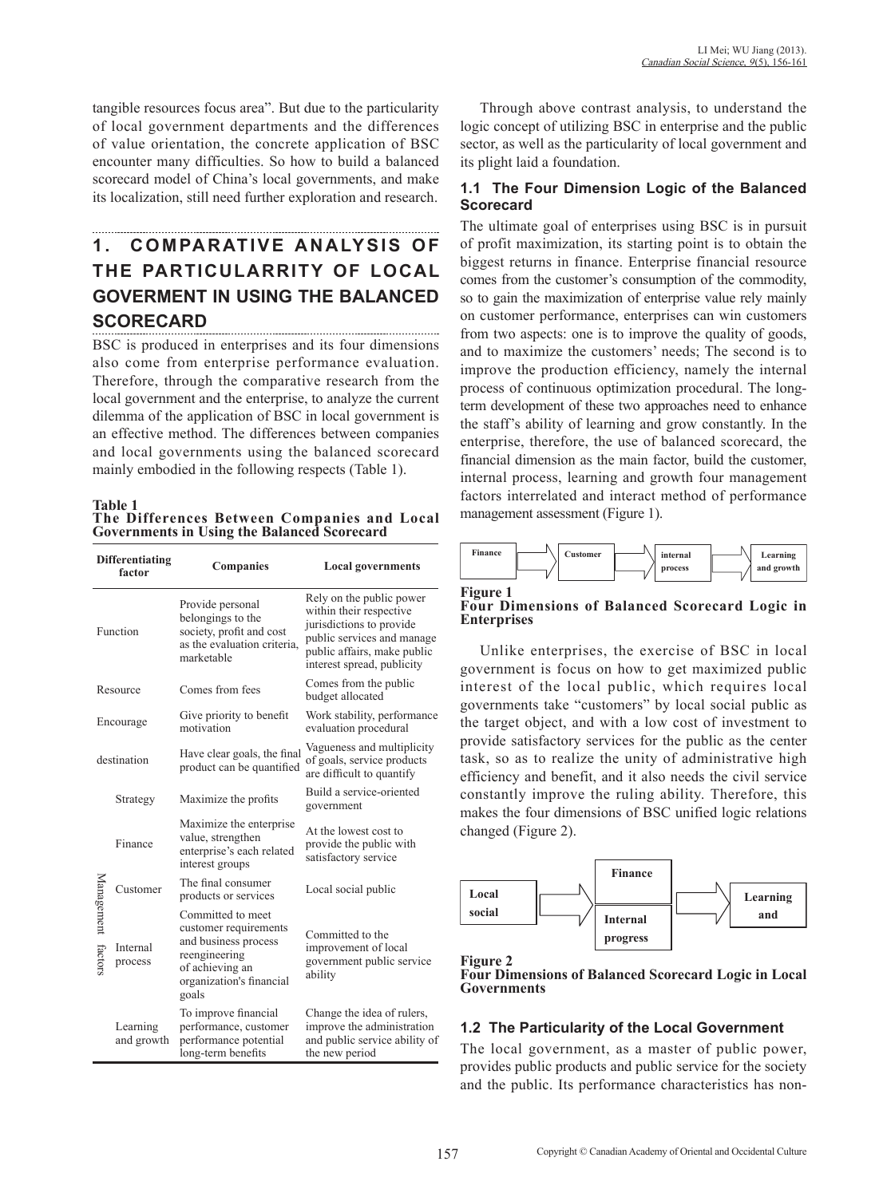tangible resources focus area". But due to the particularity of local government departments and the differences of value orientation, the concrete application of BSC encounter many difficulties. So how to build a balanced scorecard model of China's local governments, and make its localization, still need further exploration and research.

## 1. COMPARATIVE ANALYSIS OF THE PARTICULARRITY OF LOCAL GOVERMENT IN USING THE BALANCED SCORECARD

BSC is produced in enterprises and its four dimensions also come from enterprise performance evaluation. Therefore, through the comparative research from the local government and the enterprise, to analyze the current dilemma of the application of BSC in local government is an effective method. The differences between companies and local governments using the balanced scorecard mainly embodied in the following respects (Table 1).

**Table 1**
**The Differences Between Companies and Local Governments in Using the Balanced Scorecard**

| Differentiating factor | | Companies | Local governments |
|---|---|---|---|
| Function | | Provide personal belongings to the society, profit and cost as the evaluation criteria, marketable | Rely on the public power within their respective jurisdictions to provide public services and manage public affairs, make public interest spread, publicity |
| Resource | | Comes from fees | Comes from the public budget allocated |
| Encourage | | Give priority to benefit motivation | Work stability, performance evaluation procedural |
| destination | | Have clear goals, the final product can be quantified | Vagueness and multiplicity of goals, service products are difficult to quantify |
| Management factors | Strategy | Maximize the profits | Build a service-oriented government |
| | Finance | Maximize the enterprise value, strengthen enterprise's each related interest groups | At the lowest cost to provide the public with satisfactory service |
| | Customer | The final consumer products or services | Local social public |
| | Internal process | Committed to meet customer requirements and business process reengineering of achieving an organization's financial goals | Committed to the improvement of local government public service ability |
| | Learning and growth | To improve financial performance, customer performance potential long-term benefits | Change the idea of rulers, improve the administration and public service ability of the new period |

Through above contrast analysis, to understand the logic concept of utilizing BSC in enterprise and the public sector, as well as the particularity of local government and its plight laid a foundation.

### 1.1 The Four Dimension Logic of the Balanced Scorecard

The ultimate goal of enterprises using BSC is in pursuit of profit maximization, its starting point is to obtain the biggest returns in finance. Enterprise financial resource comes from the customer's consumption of the commodity, so to gain the maximization of enterprise value rely mainly on customer performance, enterprises can win customers from two aspects: one is to improve the quality of goods, and to maximize the customers' needs; The second is to improve the production efficiency, namely the internal process of continuous optimization procedural. The long-term development of these two approaches need to enhance the staff's ability of learning and grow constantly. In the enterprise, therefore, the use of balanced scorecard, the financial dimension as the main factor, build the customer, internal process, learning and growth four management factors interrelated and interact method of performance management assessment (Figure 1).

Finance → Customer → internal process → Learning and growth

**Figure 1**
**Four Dimensions of Balanced Scorecard Logic in Enterprises**

Unlike enterprises, the exercise of BSC in local government is focus on how to get maximized public interest of the local public, which requires local governments take "customers" by local social public as the target object, and with a low cost of investment to provide satisfactory services for the public as the center task, so as to realize the unity of administrative high efficiency and benefit, and it also needs the civil service constantly improve the ruling ability. Therefore, this makes the four dimensions of BSC unified logic relations changed (Figure 2).

Local social → Finance / Internal progress → Learning and

**Figure 2**
**Four Dimensions of Balanced Scorecard Logic in Local Governments**

### 1.2 The Particularity of the Local Government

The local government, as a master of public power, provides public products and public service for the society and the public. Its performance characteristics has non-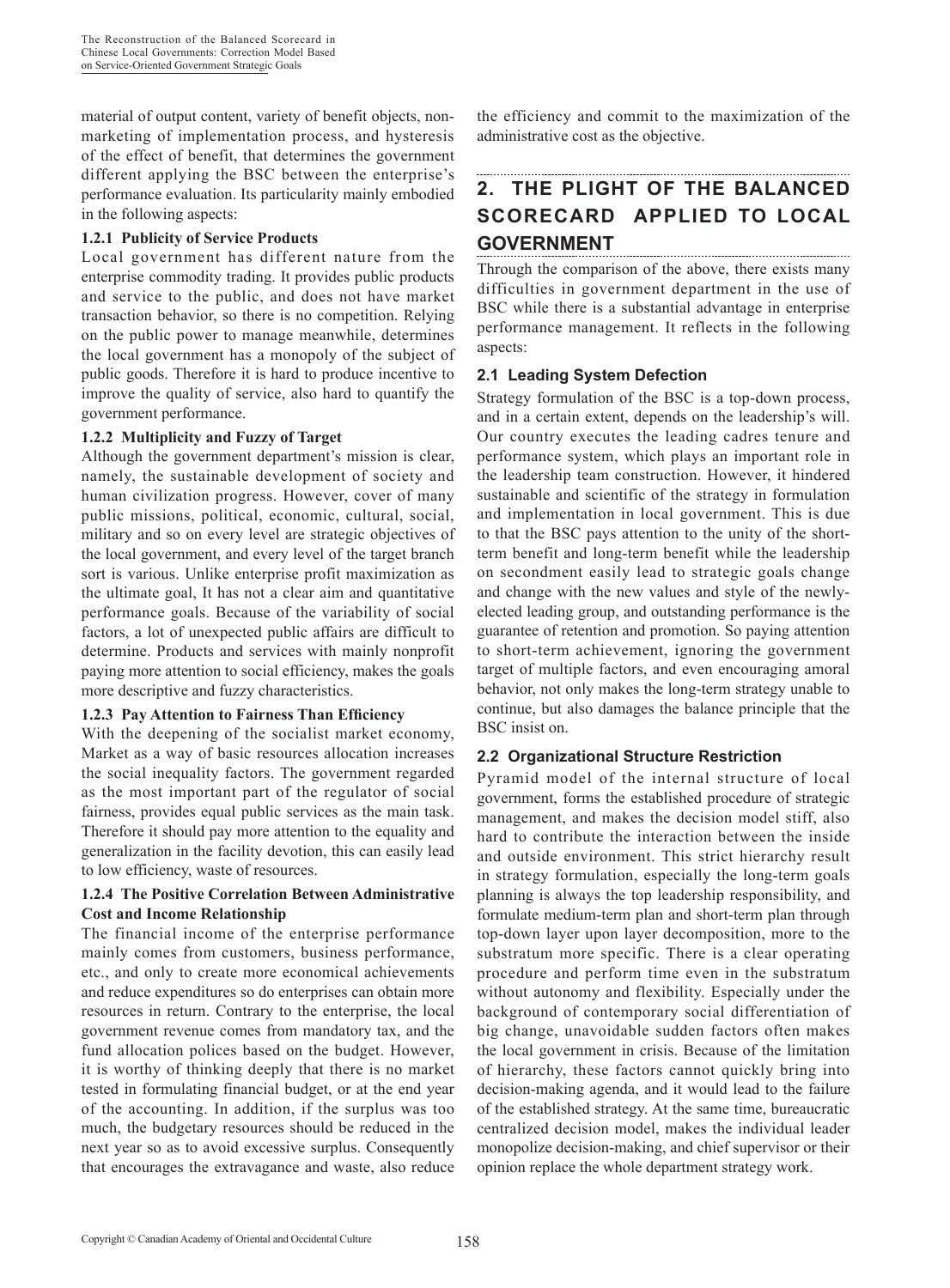material of output content, variety of benefit objects, non-marketing of implementation process, and hysteresis of the effect of benefit, that determines the government different applying the BSC between the enterprise's performance evaluation. Its particularity mainly embodied in the following aspects:

### 1.2.1 Publicity of Service Products

Local government has different nature from the enterprise commodity trading. It provides public products and service to the public, and does not have market transaction behavior, so there is no competition. Relying on the public power to manage meanwhile, determines the local government has a monopoly of the subject of public goods. Therefore it is hard to produce incentive to improve the quality of service, also hard to quantify the government performance.

### 1.2.2 Multiplicity and Fuzzy of Target

Although the government department's mission is clear, namely, the sustainable development of society and human civilization progress. However, cover of many public missions, political, economic, cultural, social, military and so on every level are strategic objectives of the local government, and every level of the target branch sort is various. Unlike enterprise profit maximization as the ultimate goal, It has not a clear aim and quantitative performance goals. Because of the variability of social factors, a lot of unexpected public affairs are difficult to determine. Products and services with mainly nonprofit paying more attention to social efficiency, makes the goals more descriptive and fuzzy characteristics.

### 1.2.3 Pay Attention to Fairness Than Efficiency

With the deepening of the socialist market economy, Market as a way of basic resources allocation increases the social inequality factors. The government regarded as the most important part of the regulator of social fairness, provides equal public services as the main task. Therefore it should pay more attention to the equality and generalization in the facility devotion, this can easily lead to low efficiency, waste of resources.

### 1.2.4 The Positive Correlation Between Administrative Cost and Income Relationship

The financial income of the enterprise performance mainly comes from customers, business performance, etc., and only to create more economical achievements and reduce expenditures so do enterprises can obtain more resources in return. Contrary to the enterprise, the local government revenue comes from mandatory tax, and the fund allocation polices based on the budget. However, it is worthy of thinking deeply that there is no market tested in formulating financial budget, or at the end year of the accounting. In addition, if the surplus was too much, the budgetary resources should be reduced in the next year so as to avoid excessive surplus. Consequently that encourages the extravagance and waste, also reduce the efficiency and commit to the maximization of the administrative cost as the objective.

## 2. THE PLIGHT OF THE BALANCED SCORECARD APPLIED TO LOCAL GOVERNMENT

Through the comparison of the above, there exists many difficulties in government department in the use of BSC while there is a substantial advantage in enterprise performance management. It reflects in the following aspects:

### 2.1 Leading System Defection

Strategy formulation of the BSC is a top-down process, and in a certain extent, depends on the leadership's will. Our country executes the leading cadres tenure and performance system, which plays an important role in the leadership team construction. However, it hindered sustainable and scientific of the strategy in formulation and implementation in local government. This is due to that the BSC pays attention to the unity of the short-term benefit and long-term benefit while the leadership on secondment easily lead to strategic goals change and change with the new values and style of the newly-elected leading group, and outstanding performance is the guarantee of retention and promotion. So paying attention to short-term achievement, ignoring the government target of multiple factors, and even encouraging amoral behavior, not only makes the long-term strategy unable to continue, but also damages the balance principle that the BSC insist on.

### 2.2 Organizational Structure Restriction

Pyramid model of the internal structure of local government, forms the established procedure of strategic management, and makes the decision model stiff, also hard to contribute the interaction between the inside and outside environment. This strict hierarchy result in strategy formulation, especially the long-term goals planning is always the top leadership responsibility, and formulate medium-term plan and short-term plan through top-down layer upon layer decomposition, more to the substratum more specific. There is a clear operating procedure and perform time even in the substratum without autonomy and flexibility. Especially under the background of contemporary social differentiation of big change, unavoidable sudden factors often makes the local government in crisis. Because of the limitation of hierarchy, these factors cannot quickly bring into decision-making agenda, and it would lead to the failure of the established strategy. At the same time, bureaucratic centralized decision model, makes the individual leader monopolize decision-making, and chief supervisor or their opinion replace the whole department strategy work.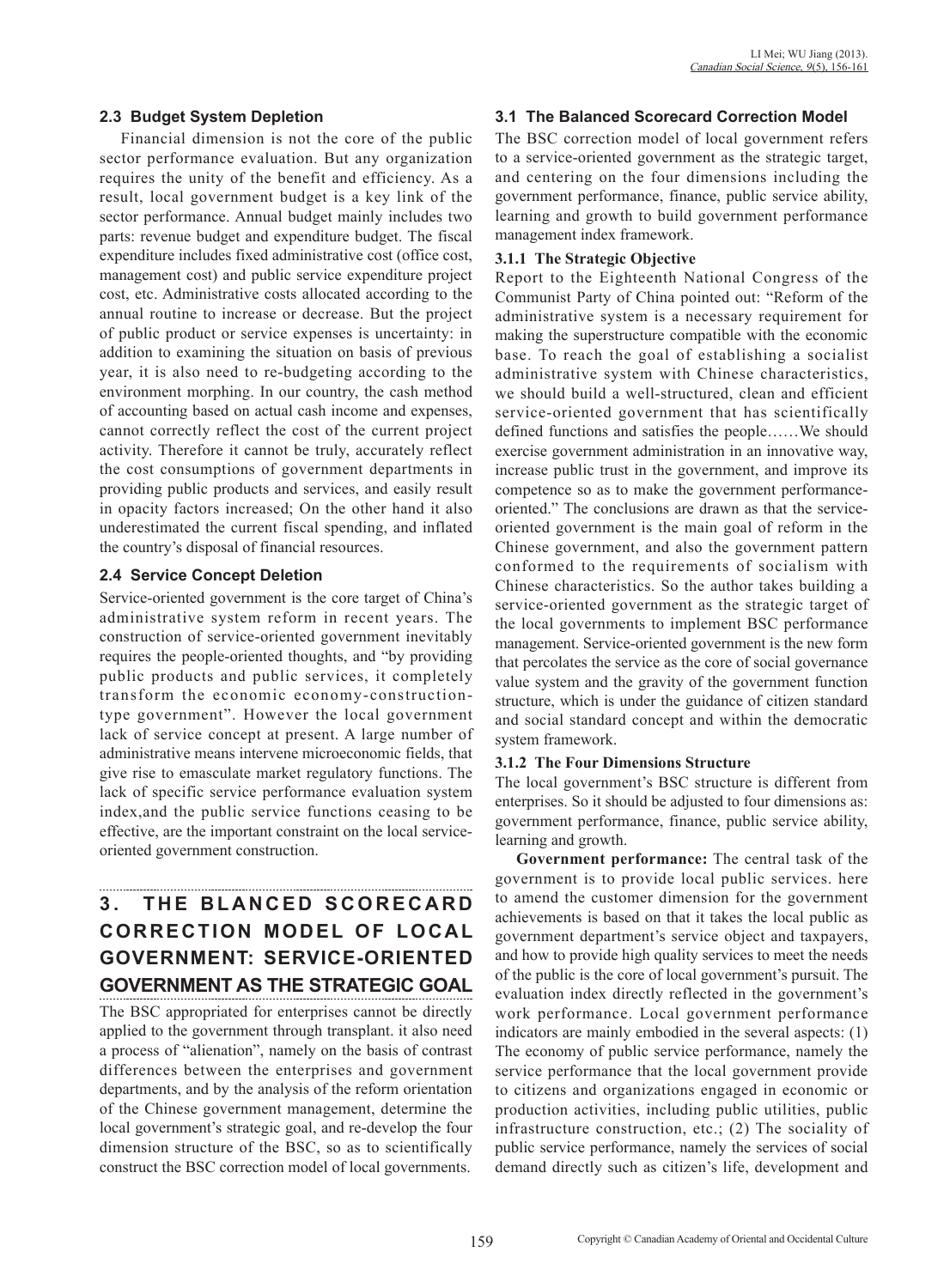### 2.3 Budget System Depletion

Financial dimension is not the core of the public sector performance evaluation. But any organization requires the unity of the benefit and efficiency. As a result, local government budget is a key link of the sector performance. Annual budget mainly includes two parts: revenue budget and expenditure budget. The fiscal expenditure includes fixed administrative cost (office cost, management cost) and public service expenditure project cost, etc. Administrative costs allocated according to the annual routine to increase or decrease. But the project of public product or service expenses is uncertainty: in addition to examining the situation on basis of previous year, it is also need to re-budgeting according to the environment morphing. In our country, the cash method of accounting based on actual cash income and expenses, cannot correctly reflect the cost of the current project activity. Therefore it cannot be truly, accurately reflect the cost consumptions of government departments in providing public products and services, and easily result in opacity factors increased; On the other hand it also underestimated the current fiscal spending, and inflated the country's disposal of financial resources.

### 2.4 Service Concept Deletion

Service-oriented government is the core target of China's administrative system reform in recent years. The construction of service-oriented government inevitably requires the people-oriented thoughts, and "by providing public products and public services, it completely transform the economic economy-construction-type government". However the local government lack of service concept at present. A large number of administrative means intervene microeconomic fields, that give rise to emasculate market regulatory functions. The lack of specific service performance evaluation system index,and the public service functions ceasing to be effective, are the important constraint on the local service-oriented government construction.

## 3. THE BLANCED SCORECARD CORRECTION MODEL OF LOCAL GOVERNMENT: SERVICE-ORIENTED GOVERNMENT AS THE STRATEGIC GOAL

The BSC appropriated for enterprises cannot be directly applied to the government through transplant. it also need a process of "alienation", namely on the basis of contrast differences between the enterprises and government departments, and by the analysis of the reform orientation of the Chinese government management, determine the local government's strategic goal, and re-develop the four dimension structure of the BSC, so as to scientifically construct the BSC correction model of local governments.

### 3.1 The Balanced Scorecard Correction Model

The BSC correction model of local government refers to a service-oriented government as the strategic target, and centering on the four dimensions including the government performance, finance, public service ability, learning and growth to build government performance management index framework.

#### 3.1.1 The Strategic Objective

Report to the Eighteenth National Congress of the Communist Party of China pointed out: "Reform of the administrative system is a necessary requirement for making the superstructure compatible with the economic base. To reach the goal of establishing a socialist administrative system with Chinese characteristics, we should build a well-structured, clean and efficient service-oriented government that has scientifically defined functions and satisfies the people……We should exercise government administration in an innovative way, increase public trust in the government, and improve its competence so as to make the government performance-oriented." The conclusions are drawn as that the service-oriented government is the main goal of reform in the Chinese government, and also the government pattern conformed to the requirements of socialism with Chinese characteristics. So the author takes building a service-oriented government as the strategic target of the local governments to implement BSC performance management. Service-oriented government is the new form that percolates the service as the core of social governance value system and the gravity of the government function structure, which is under the guidance of citizen standard and social standard concept and within the democratic system framework.

#### 3.1.2 The Four Dimensions Structure

The local government's BSC structure is different from enterprises. So it should be adjusted to four dimensions as: government performance, finance, public service ability, learning and growth.

**Government performance:** The central task of the government is to provide local public services. here to amend the customer dimension for the government achievements is based on that it takes the local public as government department's service object and taxpayers, and how to provide high quality services to meet the needs of the public is the core of local government's pursuit. The evaluation index directly reflected in the government's work performance. Local government performance indicators are mainly embodied in the several aspects: (1) The economy of public service performance, namely the service performance that the local government provide to citizens and organizations engaged in economic or production activities, including public utilities, public infrastructure construction, etc.; (2) The sociality of public service performance, namely the services of social demand directly such as citizen's life, development and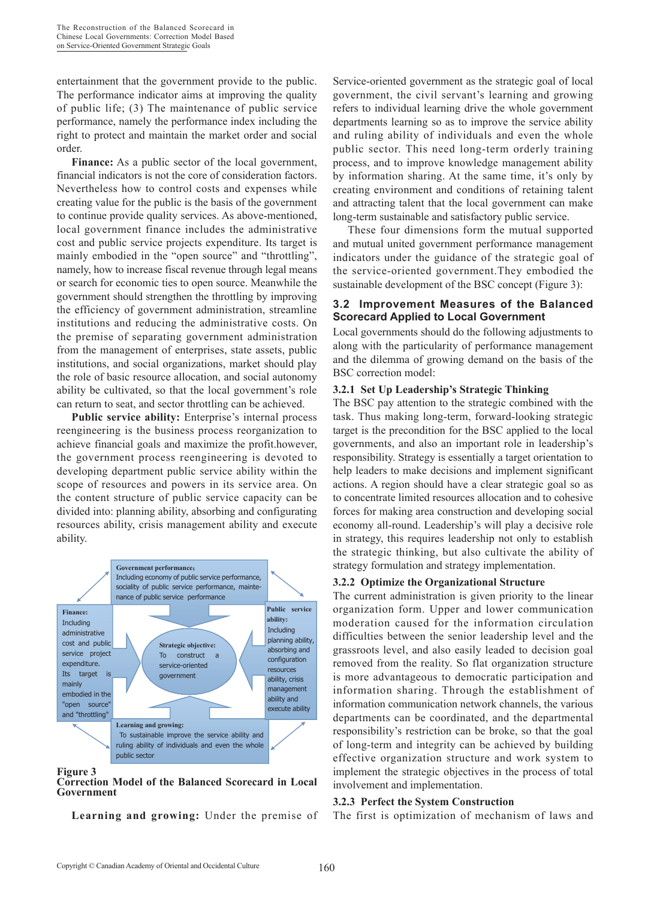entertainment that the government provide to the public. The performance indicator aims at improving the quality of public life; (3) The maintenance of public service performance, namely the performance index including the right to protect and maintain the market order and social order.

**Finance:** As a public sector of the local government, financial indicators is not the core of consideration factors. Nevertheless how to control costs and expenses while creating value for the public is the basis of the government to continue provide quality services. As above-mentioned, local government finance includes the administrative cost and public service projects expenditure. Its target is mainly embodied in the "open source" and "throttling", namely, how to increase fiscal revenue through legal means or search for economic ties to open source. Meanwhile the government should strengthen the throttling by improving the efficiency of government administration, streamline institutions and reducing the administrative costs. On the premise of separating government administration from the management of enterprises, state assets, public institutions, and social organizations, market should play the role of basic resource allocation, and social autonomy ability be cultivated, so that the local government's role can return to seat, and sector throttling can be achieved.

**Public service ability:** Enterprise's internal process reengineering is the business process reorganization to achieve financial goals and maximize the profit.however, the government process reengineering is devoted to developing department public service ability within the scope of resources and powers in its service area. On the content structure of public service capacity can be divided into: planning ability, absorbing and configurating resources ability, crisis management ability and execute ability.

**Government performance:** Including economy of public service performance, sociality of public service performance, maintenance of public service performance

**Finance:** Including administrative cost and public service project expenditure. Its target is mainly embodied in the "open source" and "throttling"

**Strategic objective:** To construct a service-oriented government

**Public service ability:** Including planning ability, absorbing and configuration resources ability, crisis management ability and execute ability

**Learning and growing:** To sustainable improve the service ability and ruling ability of individuals and even the whole public sector

**Figure 3**
**Correction Model of the Balanced Scorecard in Local Government**

**Learning and growing:** Under the premise of Service-oriented government as the strategic goal of local government, the civil servant's learning and growing refers to individual learning drive the whole government departments learning so as to improve the service ability and ruling ability of individuals and even the whole public sector. This need long-term orderly training process, and to improve knowledge management ability by information sharing. At the same time, it's only by creating environment and conditions of retaining talent and attracting talent that the local government can make long-term sustainable and satisfactory public service.

These four dimensions form the mutual supported and mutual united government performance management indicators under the guidance of the strategic goal of the service-oriented government.They embodied the sustainable development of the BSC concept (Figure 3):

## 3.2 Improvement Measures of the Balanced Scorecard Applied to Local Government

Local governments should do the following adjustments to along with the particularity of performance management and the dilemma of growing demand on the basis of the BSC correction model:

### 3.2.1 Set Up Leadership's Strategic Thinking

The BSC pay attention to the strategic combined with the task. Thus making long-term, forward-looking strategic target is the precondition for the BSC applied to the local governments, and also an important role in leadership's responsibility. Strategy is essentially a target orientation to help leaders to make decisions and implement significant actions. A region should have a clear strategic goal so as to concentrate limited resources allocation and to cohesive forces for making area construction and developing social economy all-round. Leadership's will play a decisive role in strategy, this requires leadership not only to establish the strategic thinking, but also cultivate the ability of strategy formulation and strategy implementation.

### 3.2.2 Optimize the Organizational Structure

The current administration is given priority to the linear organization form. Upper and lower communication moderation caused for the information circulation difficulties between the senior leadership level and the grassroots level, and also easily leaded to decision goal removed from the reality. So flat organization structure is more advantageous to democratic participation and information sharing. Through the establishment of information communication network channels, the various departments can be coordinated, and the departmental responsibility's restriction can be broke, so that the goal of long-term and integrity can be achieved by building effective organization structure and work system to implement the strategic objectives in the process of total involvement and implementation.

### 3.2.3 Perfect the System Construction

The first is optimization of mechanism of laws and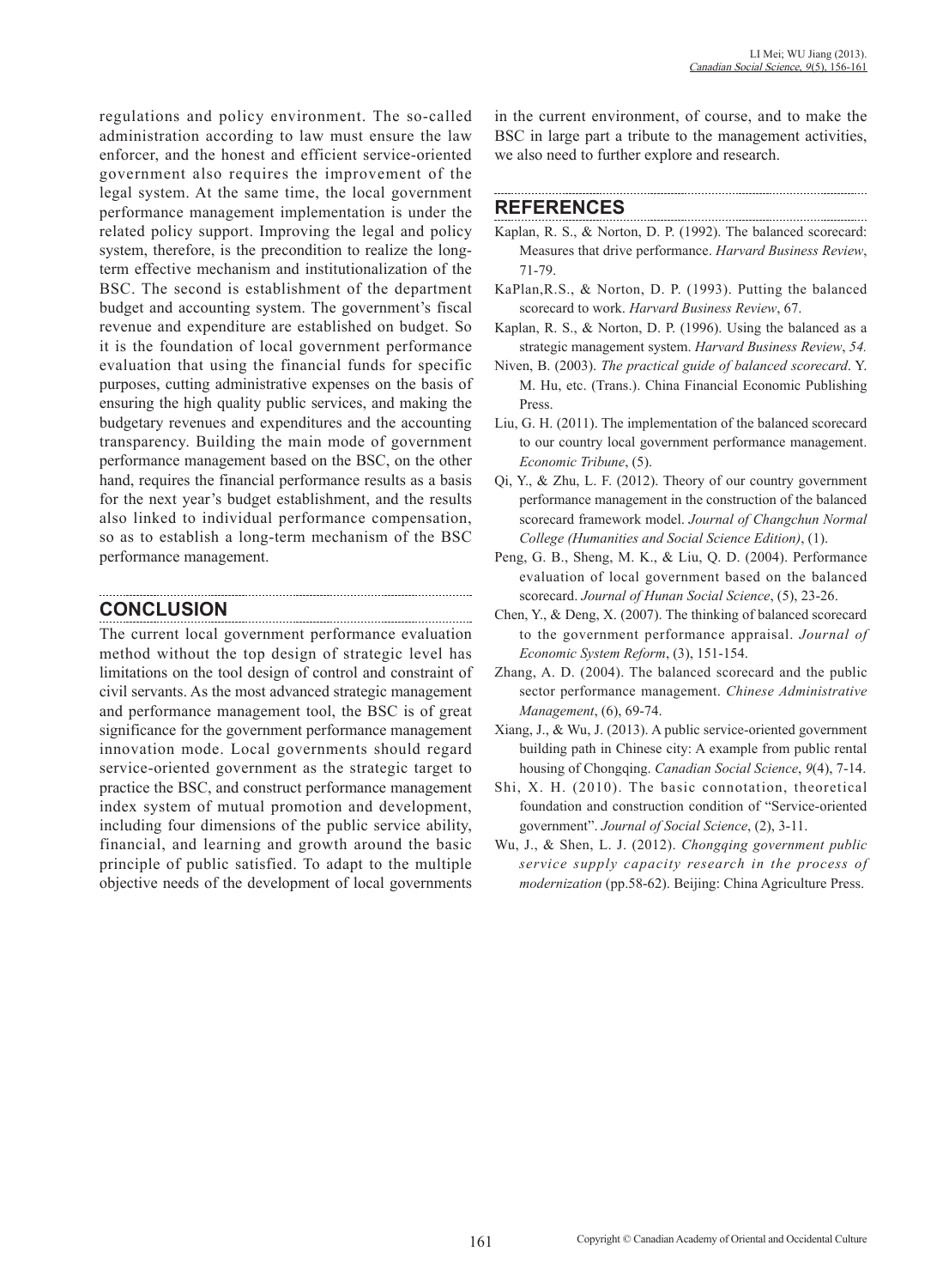regulations and policy environment. The so-called administration according to law must ensure the law enforcer, and the honest and efficient service-oriented government also requires the improvement of the legal system. At the same time, the local government performance management implementation is under the related policy support. Improving the legal and policy system, therefore, is the precondition to realize the long-term effective mechanism and institutionalization of the BSC. The second is establishment of the department budget and accounting system. The government's fiscal revenue and expenditure are established on budget. So it is the foundation of local government performance evaluation that using the financial funds for specific purposes, cutting administrative expenses on the basis of ensuring the high quality public services, and making the budgetary revenues and expenditures and the accounting transparency. Building the main mode of government performance management based on the BSC, on the other hand, requires the financial performance results as a basis for the next year's budget establishment, and the results also linked to individual performance compensation, so as to establish a long-term mechanism of the BSC performance management.

## CONCLUSION

The current local government performance evaluation method without the top design of strategic level has limitations on the tool design of control and constraint of civil servants. As the most advanced strategic management and performance management tool, the BSC is of great significance for the government performance management innovation mode. Local governments should regard service-oriented government as the strategic target to practice the BSC, and construct performance management index system of mutual promotion and development, including four dimensions of the public service ability, financial, and learning and growth around the basic principle of public satisfied. To adapt to the multiple objective needs of the development of local governments in the current environment, of course, and to make the BSC in large part a tribute to the management activities, we also need to further explore and research.

## REFERENCES

Kaplan, R. S., & Norton, D. P. (1992). The balanced scorecard: Measures that drive performance. *Harvard Business Review*, 71-79.

KaPlan,R.S., & Norton, D. P. (1993). Putting the balanced scorecard to work. *Harvard Business Review*, 67.

Kaplan, R. S., & Norton, D. P. (1996). Using the balanced as a strategic management system. *Harvard Business Review*, *54.*

Niven, B. (2003). *The practical guide of balanced scorecard*. Y. M. Hu, etc. (Trans.). China Financial Economic Publishing Press.

Liu, G. H. (2011). The implementation of the balanced scorecard to our country local government performance management. *Economic Tribune*, (5).

Qi, Y., & Zhu, L. F. (2012). Theory of our country government performance management in the construction of the balanced scorecard framework model. *Journal of Changchun Normal College (Humanities and Social Science Edition)*, (1).

Peng, G. B., Sheng, M. K., & Liu, Q. D. (2004). Performance evaluation of local government based on the balanced scorecard. *Journal of Hunan Social Science*, (5), 23-26.

Chen, Y., & Deng, X. (2007). The thinking of balanced scorecard to the government performance appraisal. *Journal of Economic System Reform*, (3), 151-154.

Zhang, A. D. (2004). The balanced scorecard and the public sector performance management. *Chinese Administrative Management*, (6), 69-74.

Xiang, J., & Wu, J. (2013). A public service-oriented government building path in Chinese city: A example from public rental housing of Chongqing. *Canadian Social Science*, *9*(4), 7-14.

Shi, X. H. (2010). The basic connotation, theoretical foundation and construction condition of "Service-oriented government". *Journal of Social Science*, (2), 3-11.

Wu, J., & Shen, L. J. (2012). *Chongqing government public service supply capacity research in the process of modernization* (pp.58-62). Beijing: China Agriculture Press.